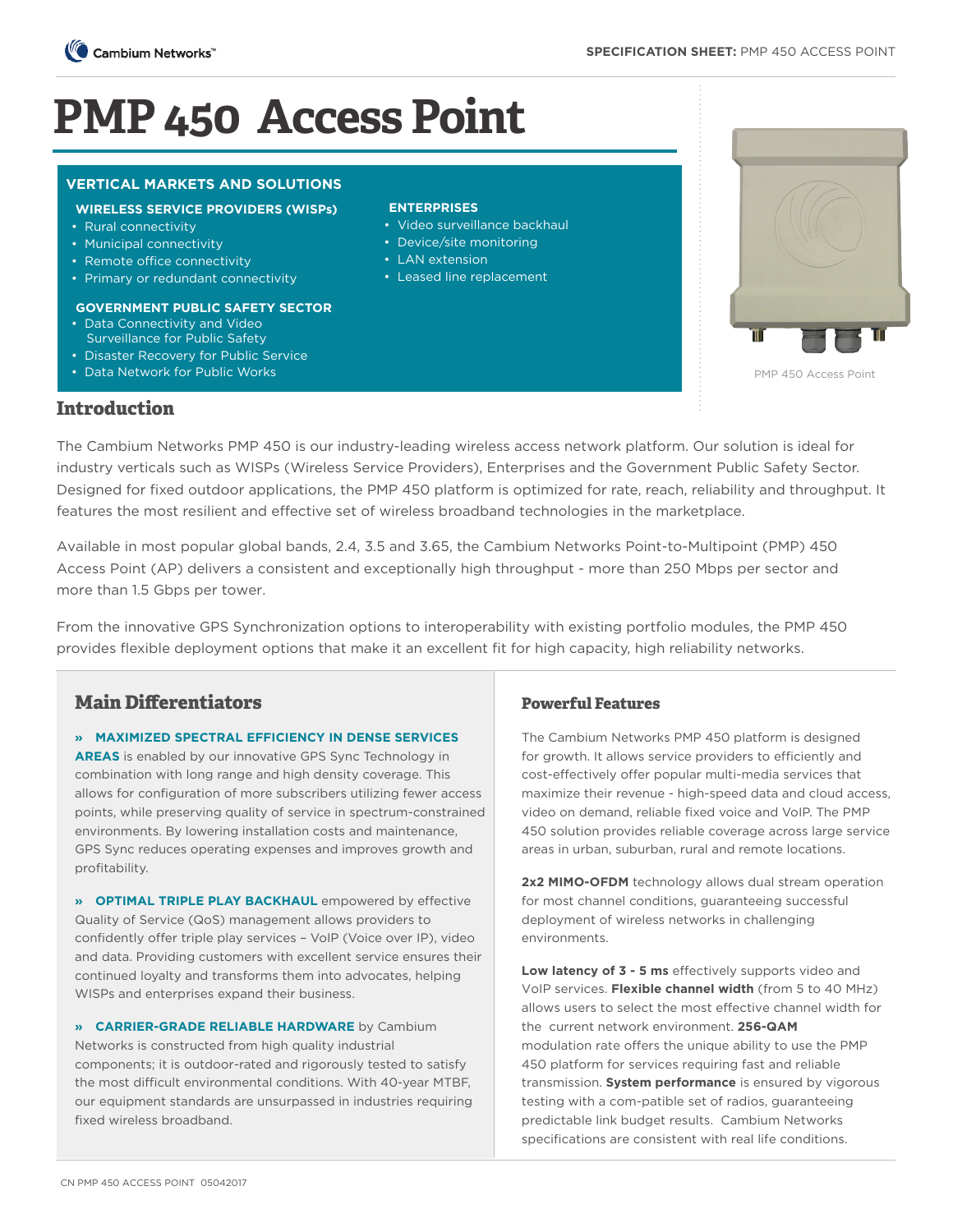# PMP 450 Access Point

## VERTICAL MARKETS AND SOLUTIONS

### WIRELESS SERVICE PROVIDERS (WISPs)

- Rural connectivity
- Municipal connectivity
- Remote office connectivity
- Primary or redundant connectivity

### GOVERNMENT PUBLIC SAFETY SECTOR

- Data Connectivity and Video Surveillance for Public Safety
- Disaster Recovery for Public Service
- Data Network for Public Works

### ENTERPRISES

- Video surveillance backhaul
- Device/site monitoring
- LAN extension
- Leased line replacement

PMP 450 Access Point

## Introduction

The Cambium Networks PMP 450 is our industry-leading wireless access network platform. Our solution is ideal for industry verticals such as WISPs (Wireless Service Providers), Enterprises and the Government Public Safety Sector. Designed for fixed outdoor applications, the PMP 450 platform is optimized for rate, reach, reliability and throughput. It features the most resilient and effective set of wireless broadband technologies in the marketplace.

Available in most popular global bands, 2.4, 3.5 and 3.65, the Cambium Networks Point-to-Multipoint (PMP) 450 Access Point (AP) delivers a consistent and exceptionally high throughput - more than 250 Mbps per sector and more than 1.5 Gbps per tower.

From the innovative GPS Synchronization options to interoperability with existing portfolio modules, the PMP 450 provides flexible deployment options that make it an excellent fit for high capacity, high reliability networks.

## Main Differentiators

» **MAXIMIZED SPECTRAL EFFICIENCY IN DENSE SERVICES AREAS** is enabled by our innovative GPS Sync Technology in combination with long range and high density coverage. This allows for configuration of more subscribers utilizing fewer access points, while preserving quality of service in spectrum-constrained environments. By lowering installation costs and maintenance, GPS Sync reduces operating expenses and improves growth and profitability.

» **OPTIMAL TRIPLE PLAY BACKHAUL** empowered by effective Quality of Service (QoS) management allows providers to confidently offer triple play services – VoIP (Voice over IP), video and data. Providing customers with excellent service ensures their continued loyalty and transforms them into advocates, helping WISPs and enterprises expand their business.

» **CARRIER-GRADE RELIABLE HARDWARE** by Cambium Networks is constructed from high quality industrial components; it is outdoor-rated and rigorously tested to satisfy the most difficult environmental conditions. With 40-year MTBF, our equipment standards are unsurpassed in industries requiring fixed wireless broadband.

## Powerful Features

The Cambium Networks PMP 450 platform is designed for growth. It allows service providers to efficiently and cost-effectively offer popular multi-media services that maximize their revenue - high-speed data and cloud access, video on demand, reliable fixed voice and VoIP. The PMP 450 solution provides reliable coverage across large service areas in urban, suburban, rural and remote locations.

**2x2 MIMO-OFDM** technology allows dual stream operation for most channel conditions, guaranteeing successful deployment of wireless networks in challenging environments.

**Low latency of 3 - 5 ms** effectively supports video and VoIP services. **Flexible channel width** (from 5 to 40 MHz) allows users to select the most effective channel width for the current network environment. **256-QAM** modulation rate offers the unique ability to use the PMP 450 platform for services requiring fast and reliable transmission. **System performance** is ensured by vigorous testing with a com-patible set of radios, guaranteeing predictable link budget results. Cambium Networks specifications are consistent with real life conditions.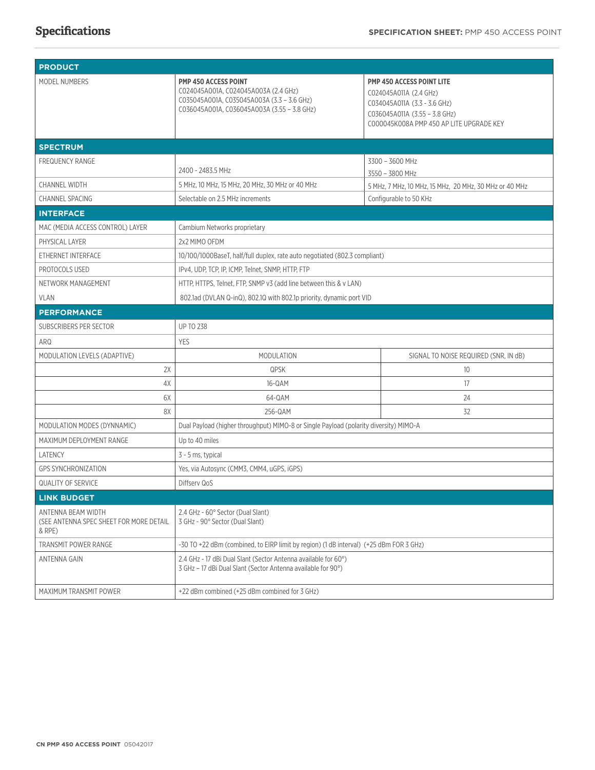# Specifications

| PRODUCT | | |
|---|---|---|
| MODEL NUMBERS | **PMP 450 ACCESS POINT**<br>C024045A001A, C024045A003A (2.4 GHz)<br>C035045A001A, C035045A003A (3.3 – 3.6 GHz)<br>C036045A001A, C036045A003A (3.55 – 3.8 GHz) | **PMP 450 ACCESS POINT LITE**<br>C024045A011A (2.4 GHz)<br>C034045A011A (3.3 - 3.6 GHz)<br>C036045A011A (3.55 – 3.8 GHz)<br>C000045K008A PMP 450 AP LITE UPGRADE KEY |
| **SPECTRUM** | | |
| FREQUENCY RANGE | 2400 - 2483.5 MHz | 3300 – 3600 MHz<br>3550 – 3800 MHz |
| CHANNEL WIDTH | 5 MHz, 10 MHz, 15 MHz, 20 MHz, 30 MHz or 40 MHz | 5 MHz, 7 MHz, 10 MHz, 15 MHz, 20 MHz, 30 MHz or 40 MHz |
| CHANNEL SPACING | Selectable on 2.5 MHz increments | Configurable to 50 KHz |
| **INTERFACE** | | |
| MAC (MEDIA ACCESS CONTROL) LAYER | Cambium Networks proprietary | |
| PHYSICAL LAYER | 2x2 MIMO OFDM | |
| ETHERNET INTERFACE | 10/100/1000BaseT, half/full duplex, rate auto negotiated (802.3 compliant) | |
| PROTOCOLS USED | IPv4, UDP, TCP, IP, ICMP, Telnet, SNMP, HTTP, FTP | |
| NETWORK MANAGEMENT | HTTP, HTTPS, Telnet, FTP, SNMP v3 (add line between this & v LAN) | |
| VLAN | 802.1ad (DVLAN Q-inQ), 802.1Q with 802.1p priority, dynamic port VID | |
| **PERFORMANCE** | | |
| SUBSCRIBERS PER SECTOR | UP TO 238 | |
| ARQ | YES | |
| MODULATION LEVELS (ADAPTIVE) | MODULATION | SIGNAL TO NOISE REQUIRED (SNR, IN dB) |
| 2X | QPSK | 10 |
| 4X | 16-QAM | 17 |
| 6X | 64-QAM | 24 |
| 8X | 256-QAM | 32 |
| MODULATION MODES (DYNNAMIC) | Dual Payload (higher throughput) MIMO-8 or Single Payload (polarity diversity) MIMO-A | |
| MAXIMUM DEPLOYMENT RANGE | Up to 40 miles | |
| LATENCY | 3 - 5 ms, typical | |
| GPS SYNCHRONIZATION | Yes, via Autosync (CMM3, CMM4, uGPS, iGPS) | |
| QUALITY OF SERVICE | Diffserv QoS | |
| **LINK BUDGET** | | |
| ANTENNA BEAM WIDTH (SEE ANTENNA SPEC SHEET FOR MORE DETAIL & RPE) | 2.4 GHz - 60° Sector (Dual Slant)<br>3 GHz - 90° Sector (Dual Slant) | |
| TRANSMIT POWER RANGE | -30 TO +22 dBm (combined, to EIRP limit by region) (1 dB interval) (+25 dBm FOR 3 GHz) | |
| ANTENNA GAIN | 2.4 GHz - 17 dBi Dual Slant (Sector Antenna available for 60°)<br>3 GHz – 17 dBi Dual Slant (Sector Antenna available for 90°) | |
| MAXIMUM TRANSMIT POWER | +22 dBm combined (+25 dBm combined for 3 GHz) | |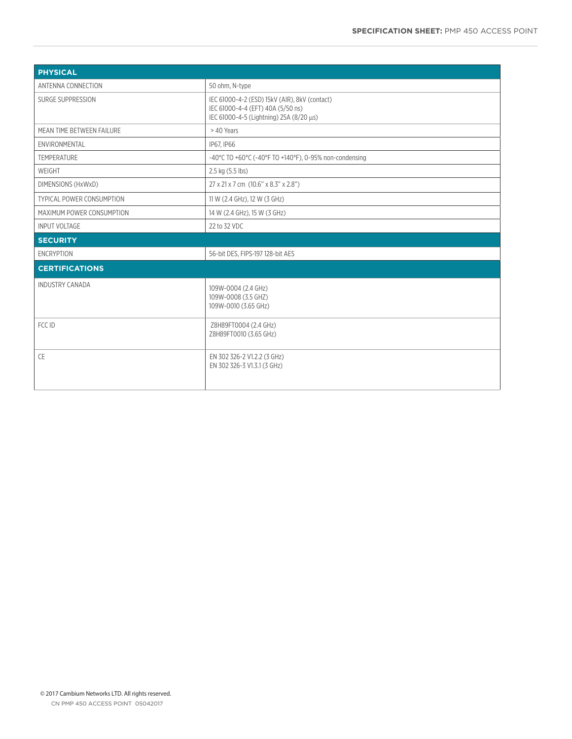| | |
|---|---|
| **PHYSICAL** | |
| ANTENNA CONNECTION | 50 ohm, N-type |
| SURGE SUPPRESSION | IEC 61000-4-2 (ESD) 15kV (AIR), 8kV (contact)<br>IEC 61000-4-4 (EFT) 40A (5/50 ns)<br>IEC 61000-4-5 (Lightning) 25A (8/20 µs) |
| MEAN TIME BETWEEN FAILURE | > 40 Years |
| ENVIRONMENTAL | IP67, IP66 |
| TEMPERATURE | -40°C TO +60°C (-40°F TO +140°F), 0-95% non-condensing |
| WEIGHT | 2.5 kg (5.5 lbs) |
| DIMENSIONS (HxWxD) | 27 x 21 x 7 cm (10.6" x 8.3" x 2.8") |
| TYPICAL POWER CONSUMPTION | 11 W (2.4 GHz), 12 W (3 GHz) |
| MAXIMUM POWER CONSUMPTION | 14 W (2.4 GHz), 15 W (3 GHz) |
| INPUT VOLTAGE | 22 to 32 VDC |
| **SECURITY** | |
| ENCRYPTION | 56-bit DES, FIPS-197 128-bit AES |
| **CERTIFICATIONS** | |
| INDUSTRY CANADA | 109W-0004 (2.4 GHz)<br>109W-0008 (3.5 GHZ)<br>109W-0010 (3.65 GHz) |
| FCC ID | Z8H89FT0004 (2.4 GHz)<br>Z8H89FT0010 (3.65 GHz) |
| CE | EN 302 326-2 V1.2.2 (3 GHz)<br>EN 302 326-3 V1.3.1 (3 GHz) |

© 2017 Cambium Networks LTD. All rights reserved.

CN PMP 450 ACCESS POINT 05042017